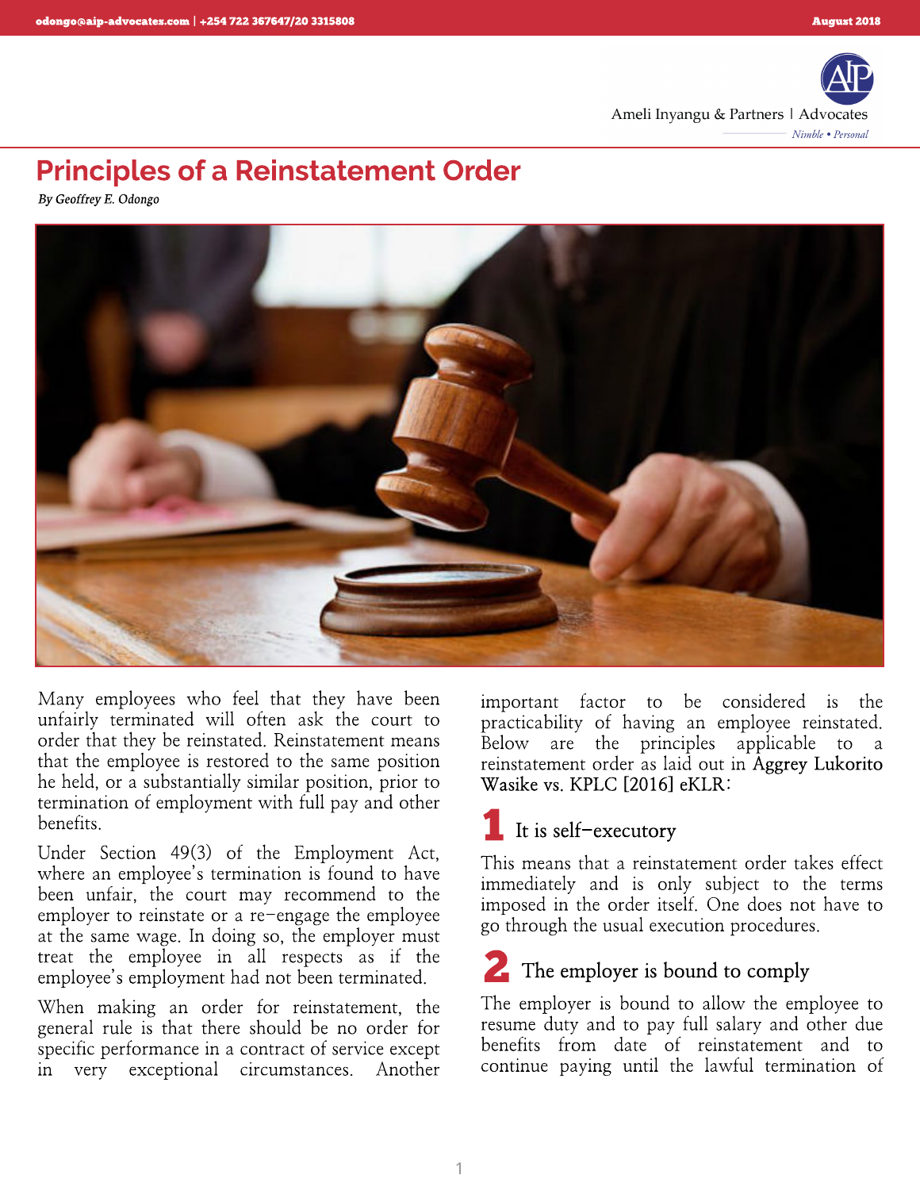# Principles of a Reinstatement Order

*By Geoffrey E. Odongo*

Many employees who feel that they have been unfairly terminated will often ask the court to order that they be reinstated. Reinstatement means that the employee is restored to the same position he held, or a substantially similar position, prior to termination of employment with full pay and other benefits.

Under Section 49(3) of the Employment Act, where an employee's termination is found to have been unfair, the court may recommend to the employer to reinstate or a re-engage the employee at the same wage. In doing so, the employer must treat the employee in all respects as if the employee's employment had not been terminated.

When making an order for reinstatement, the general rule is that there should be no order for specific performance in a contract of service except in very exceptional circumstances. Another important factor to be considered is the practicability of having an employee reinstated. Below are the principles applicable to a reinstatement order as laid out in Aggrey Lukorito Wasike vs. KPLC [2016] eKLR:

## 1 It is self-executory

This means that a reinstatement order takes effect immediately and is only subject to the terms imposed in the order itself. One does not have to go through the usual execution procedures.

## 2 The employer is bound to comply

The employer is bound to allow the employee to resume duty and to pay full salary and other due benefits from date of reinstatement and to continue paying until the lawful termination of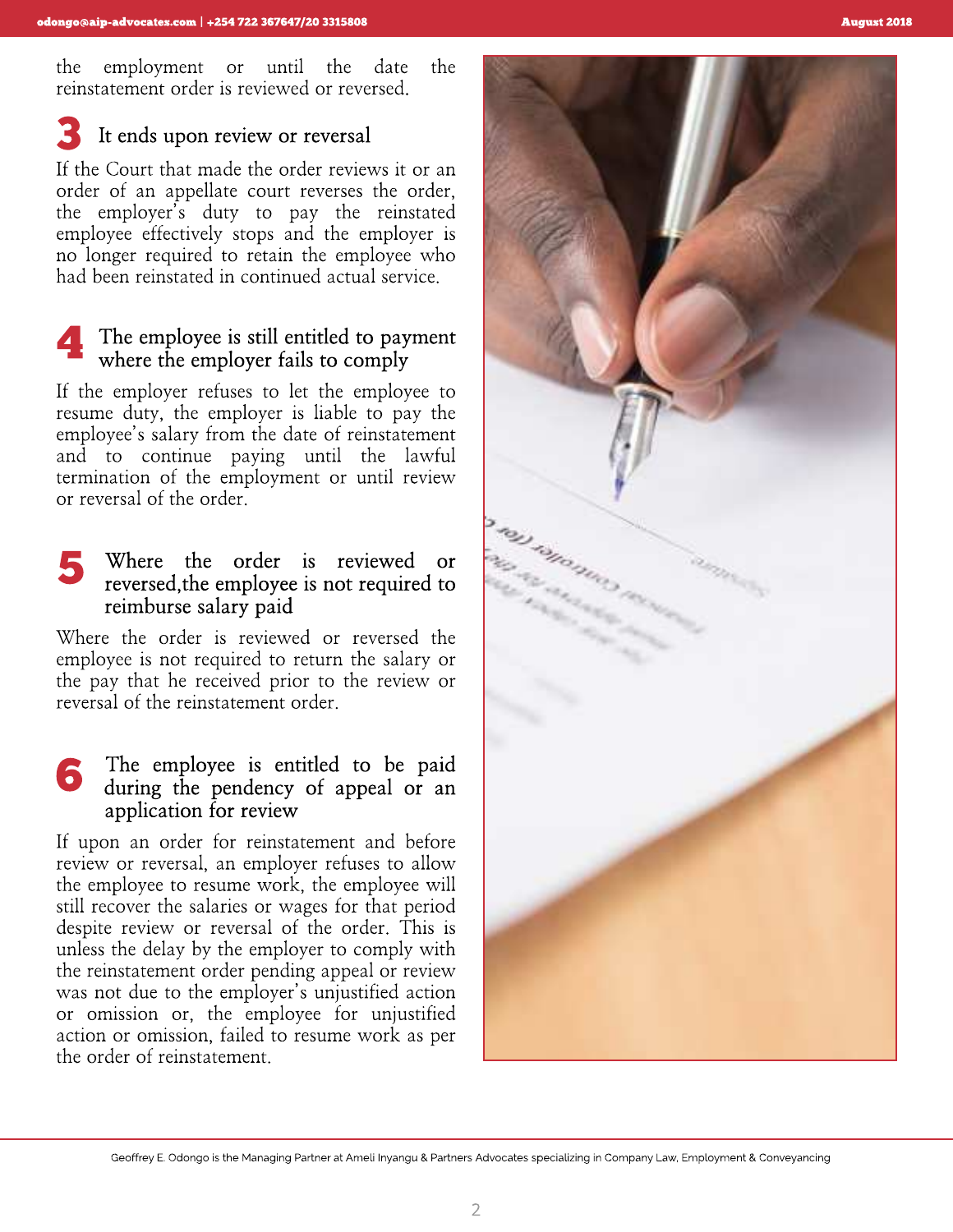the employment or until the date the reinstatement order is reviewed or reversed.

## 3 It ends upon review or reversal

If the Court that made the order reviews it or an order of an appellate court reverses the order, the employer's duty to pay the reinstated employee effectively stops and the employer is no longer required to retain the employee who had been reinstated in continued actual service.

## 4 The employee is still entitled to payment where the employer fails to comply

If the employer refuses to let the employee to resume duty, the employer is liable to pay the employee's salary from the date of reinstatement and to continue paying until the lawful termination of the employment or until review or reversal of the order.

## 5 Where the order is reviewed or reversed,the employee is not required to reimburse salary paid

Where the order is reviewed or reversed the employee is not required to return the salary or the pay that he received prior to the review or reversal of the reinstatement order.

## 6 The employee is entitled to be paid during the pendency of appeal or an application for review

If upon an order for reinstatement and before review or reversal, an employer refuses to allow the employee to resume work, the employee will still recover the salaries or wages for that period despite review or reversal of the order. This is unless the delay by the employer to comply with the reinstatement order pending appeal or review was not due to the employer's unjustified action or omission or, the employee for unjustified action or omission, failed to resume work as per the order of reinstatement.

Geoffrey E. Odongo is the Managing Partner at Ameli Inyangu & Partners Advocates specializing in Company Law, Employment & Conveyancing